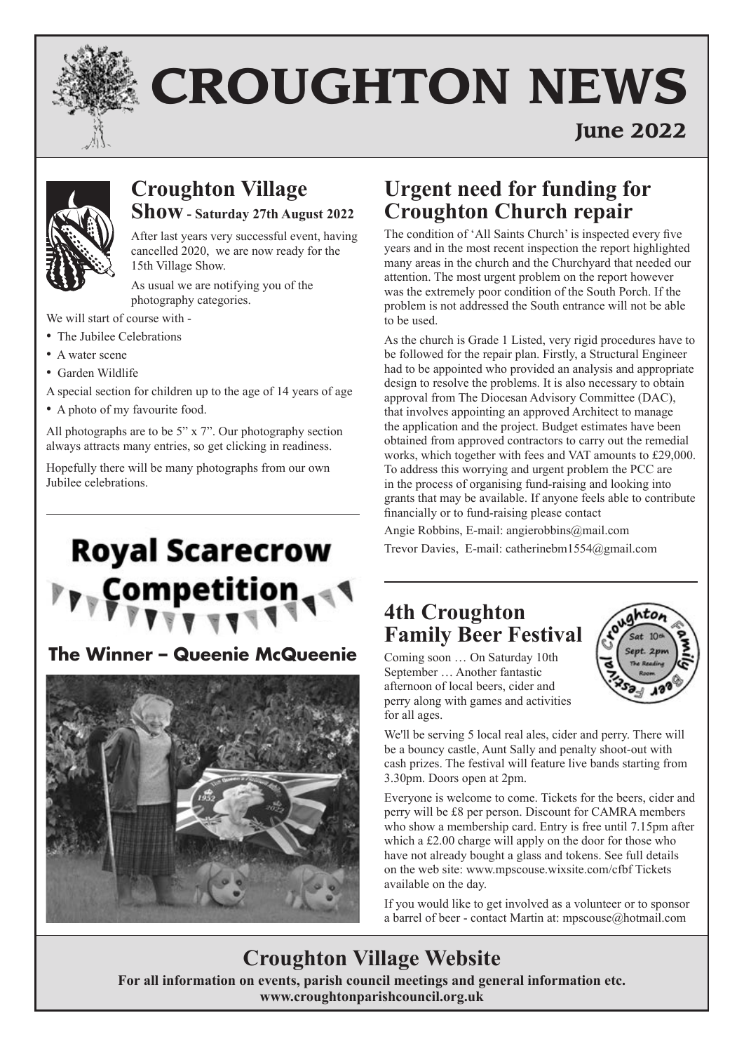# CROUGHTON NEWS

**June 2022**

## Croughton Village Show - Saturday 27th August 2022

After last years very successful event, having cancelled 2020, we are now ready for the 15th Village Show.

As usual we are notifying you of the photography categories.

We will start of course with -

- The Jubilee Celebrations
- A water scene
- Garden Wildlife

A special section for children up to the age of 14 years of age

- A photo of my favourite food.

All photographs are to be 5" x 7". Our photography section always attracts many entries, so get clicking in readiness.

Hopefully there will be many photographs from our own Jubilee celebrations.

## Royal Scarecrow Competition

### The Winner – Queenie McQueenie

## Urgent need for funding for Croughton Church repair

The condition of 'All Saints Church' is inspected every five years and in the most recent inspection the report highlighted many areas in the church and the Churchyard that needed our attention. The most urgent problem on the report however was the extremely poor condition of the South Porch. If the problem is not addressed the South entrance will not be able to be used.

As the church is Grade 1 Listed, very rigid procedures have to be followed for the repair plan. Firstly, a Structural Engineer had to be appointed who provided an analysis and appropriate design to resolve the problems. It is also necessary to obtain approval from The Diocesan Advisory Committee (DAC), that involves appointing an approved Architect to manage the application and the project. Budget estimates have been obtained from approved contractors to carry out the remedial works, which together with fees and VAT amounts to £29,000. To address this worrying and urgent problem the PCC are in the process of organising fund-raising and looking into grants that may be available. If anyone feels able to contribute financially or to fund-raising please contact

Angie Robbins, E-mail: angierobbins@mail.com

Trevor Davies, E-mail: catherinebm1554@gmail.com

## 4th Croughton Family Beer Festival

Coming soon … On Saturday 10th September … Another fantastic afternoon of local beers, cider and perry along with games and activities for all ages.

We'll be serving 5 local real ales, cider and perry. There will be a bouncy castle, Aunt Sally and penalty shoot-out with cash prizes. The festival will feature live bands starting from 3.30pm. Doors open at 2pm.

Everyone is welcome to come. Tickets for the beers, cider and perry will be £8 per person. Discount for CAMRA members who show a membership card. Entry is free until 7.15pm after which a £2.00 charge will apply on the door for those who have not already bought a glass and tokens. See full details on the web site: www.mpscouse.wixsite.com/cfbf Tickets available on the day.

If you would like to get involved as a volunteer or to sponsor a barrel of beer - contact Martin at: mpscouse@hotmail.com

## Croughton Village Website

**For all information on events, parish council meetings and general information etc.**
**www.croughtonparishcouncil.org.uk**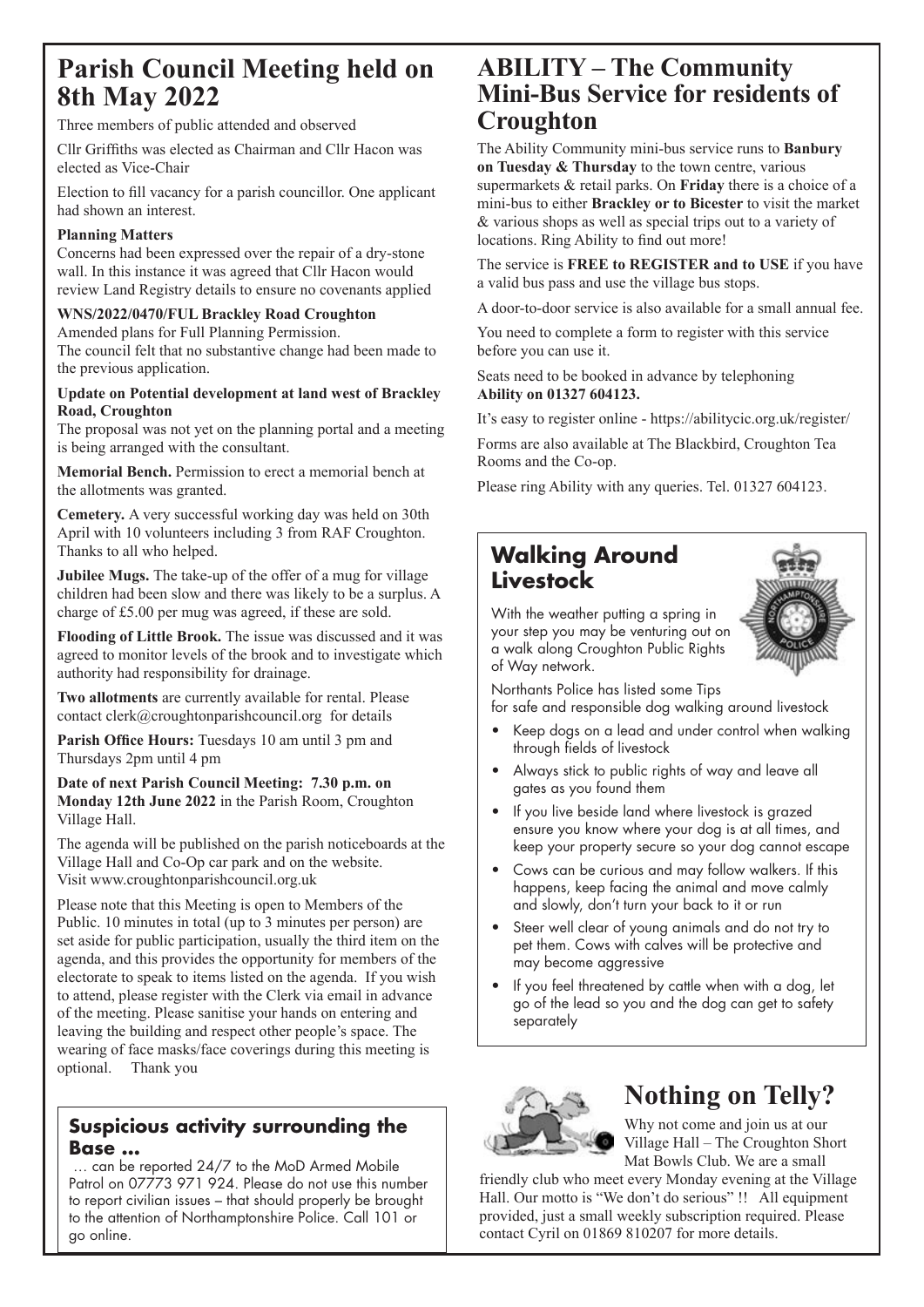## Parish Council Meeting held on 8th May 2022

Three members of public attended and observed

Cllr Griffiths was elected as Chairman and Cllr Hacon was elected as Vice-Chair

Election to fill vacancy for a parish councillor. One applicant had shown an interest.

**Planning Matters**

Concerns had been expressed over the repair of a dry-stone wall. In this instance it was agreed that Cllr Hacon would review Land Registry details to ensure no covenants applied

**WNS/2022/0470/FUL Brackley Road Croughton**

Amended plans for Full Planning Permission.
The council felt that no substantive change had been made to the previous application.

**Update on Potential development at land west of Brackley Road, Croughton**

The proposal was not yet on the planning portal and a meeting is being arranged with the consultant.

**Memorial Bench.** Permission to erect a memorial bench at the allotments was granted.

**Cemetery.** A very successful working day was held on 30th April with 10 volunteers including 3 from RAF Croughton. Thanks to all who helped.

**Jubilee Mugs.** The take-up of the offer of a mug for village children had been slow and there was likely to be a surplus. A charge of £5.00 per mug was agreed, if these are sold.

**Flooding of Little Brook.** The issue was discussed and it was agreed to monitor levels of the brook and to investigate which authority had responsibility for drainage.

**Two allotments** are currently available for rental. Please contact clerk@croughtonparishcouncil.org for details

**Parish Office Hours:** Tuesdays 10 am until 3 pm and Thursdays 2pm until 4 pm

**Date of next Parish Council Meeting: 7.30 p.m. on Monday 12th June 2022** in the Parish Room, Croughton Village Hall.

The agenda will be published on the parish noticeboards at the Village Hall and Co-Op car park and on the website. Visit www.croughtonparishcouncil.org.uk

Please note that this Meeting is open to Members of the Public. 10 minutes in total (up to 3 minutes per person) are set aside for public participation, usually the third item on the agenda, and this provides the opportunity for members of the electorate to speak to items listed on the agenda. If you wish to attend, please register with the Clerk via email in advance of the meeting. Please sanitise your hands on entering and leaving the building and respect other people's space. The wearing of face masks/face coverings during this meeting is optional. Thank you

### Suspicious activity surrounding the Base ...

… can be reported 24/7 to the MoD Armed Mobile Patrol on 07773 971 924. Please do not use this number to report civilian issues – that should properly be brought to the attention of Northamptonshire Police. Call 101 or go online.

## ABILITY – The Community Mini-Bus Service for residents of Croughton

The Ability Community mini-bus service runs to **Banbury on Tuesday & Thursday** to the town centre, various supermarkets & retail parks. On **Friday** there is a choice of a mini-bus to either **Brackley or to Bicester** to visit the market & various shops as well as special trips out to a variety of locations. Ring Ability to find out more!

The service is **FREE to REGISTER and to USE** if you have a valid bus pass and use the village bus stops.

A door-to-door service is also available for a small annual fee.

You need to complete a form to register with this service before you can use it.

Seats need to be booked in advance by telephoning **Ability on 01327 604123.**

It's easy to register online - https://abilitycic.org.uk/register/

Forms are also available at The Blackbird, Croughton Tea Rooms and the Co-op.

Please ring Ability with any queries. Tel. 01327 604123.

### Walking Around Livestock

With the weather putting a spring in your step you may be venturing out on a walk along Croughton Public Rights of Way network.

Northants Police has listed some Tips for safe and responsible dog walking around livestock

- Keep dogs on a lead and under control when walking through fields of livestock
- Always stick to public rights of way and leave all gates as you found them
- If you live beside land where livestock is grazed ensure you know where your dog is at all times, and keep your property secure so your dog cannot escape
- Cows can be curious and may follow walkers. If this happens, keep facing the animal and move calmly and slowly, don't turn your back to it or run
- Steer well clear of young animals and do not try to pet them. Cows with calves will be protective and may become aggressive
- If you feel threatened by cattle when with a dog, let go of the lead so you and the dog can get to safety separately

## Nothing on Telly?

Why not come and join us at our Village Hall – The Croughton Short Mat Bowls Club. We are a small friendly club who meet every Monday evening at the Village Hall. Our motto is "We don't do serious" !! All equipment provided, just a small weekly subscription required. Please contact Cyril on 01869 810207 for more details.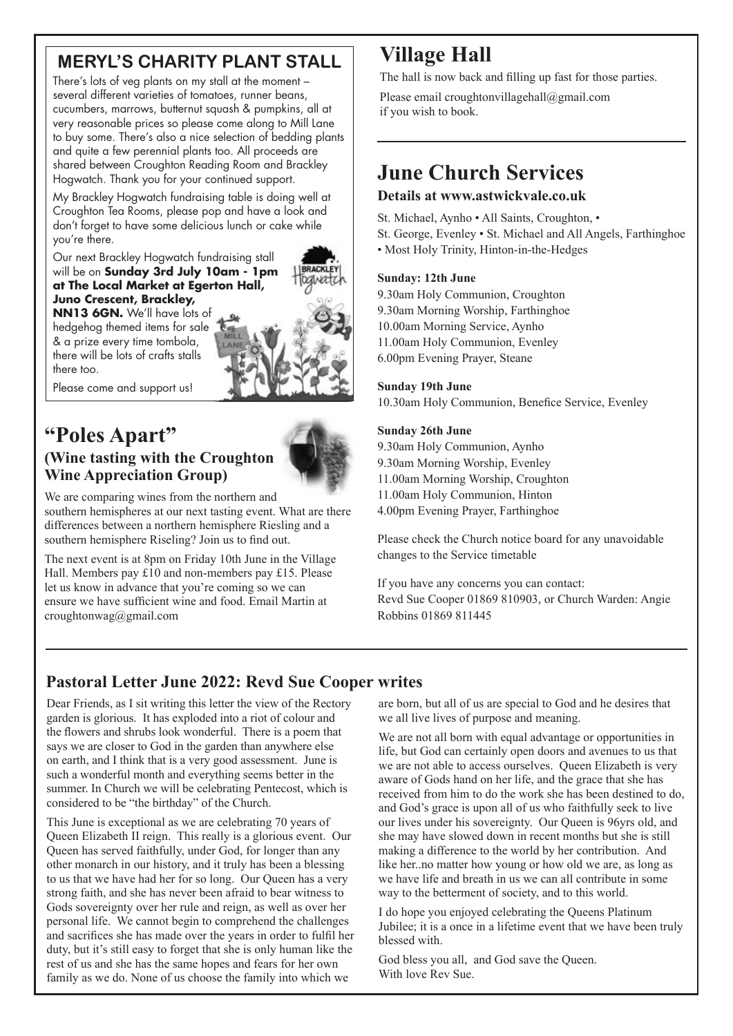## MERYL'S CHARITY PLANT STALL

There's lots of veg plants on my stall at the moment – several different varieties of tomatoes, runner beans, cucumbers, marrows, butternut squash & pumpkins, all at very reasonable prices so please come along to Mill Lane to buy some. There's also a nice selection of bedding plants and quite a few perennial plants too. All proceeds are shared between Croughton Reading Room and Brackley Hogwatch. Thank you for your continued support.

My Brackley Hogwatch fundraising table is doing well at Croughton Tea Rooms, please pop and have a look and don't forget to have some delicious lunch or cake while you're there.

Our next Brackley Hogwatch fundraising stall will be on **Sunday 3rd July 10am - 1pm at The Local Market at Egerton Hall, Juno Crescent, Brackley, NN13 6GN.** We'll have lots of hedgehog themed items for sale & a prize every time tombola, there will be lots of crafts stalls there too.

Please come and support us!

## "Poles Apart"

### (Wine tasting with the Croughton Wine Appreciation Group)

We are comparing wines from the northern and southern hemispheres at our next tasting event. What are there differences between a northern hemisphere Riesling and a southern hemisphere Riseling? Join us to find out.

The next event is at 8pm on Friday 10th June in the Village Hall. Members pay £10 and non-members pay £15. Please let us know in advance that you're coming so we can ensure we have sufficient wine and food. Email Martin at croughtonwag@gmail.com

## Village Hall

The hall is now back and filling up fast for those parties.

Please email croughtonvillagehall@gmail.com if you wish to book.

## June Church Services

### Details at www.astwickvale.co.uk

St. Michael, Aynho • All Saints, Croughton, • St. George, Evenley • St. Michael and All Angels, Farthinghoe • Most Holy Trinity, Hinton-in-the-Hedges

**Sunday: 12th June**

9.30am Holy Communion, Croughton
9.30am Morning Worship, Farthinghoe
10.00am Morning Service, Aynho
11.00am Holy Communion, Evenley
6.00pm Evening Prayer, Steane

**Sunday 19th June**

10.30am Holy Communion, Benefice Service, Evenley

**Sunday 26th June**

9.30am Holy Communion, Aynho
9.30am Morning Worship, Evenley
11.00am Morning Worship, Croughton
11.00am Holy Communion, Hinton
4.00pm Evening Prayer, Farthinghoe

Please check the Church notice board for any unavoidable changes to the Service timetable

If you have any concerns you can contact:
Revd Sue Cooper 01869 810903, or Church Warden: Angie Robbins 01869 811445

## Pastoral Letter June 2022: Revd Sue Cooper writes

Dear Friends, as I sit writing this letter the view of the Rectory garden is glorious. It has exploded into a riot of colour and the flowers and shrubs look wonderful. There is a poem that says we are closer to God in the garden than anywhere else on earth, and I think that is a very good assessment. June is such a wonderful month and everything seems better in the summer. In Church we will be celebrating Pentecost, which is considered to be "the birthday" of the Church.

This June is exceptional as we are celebrating 70 years of Queen Elizabeth II reign. This really is a glorious event. Our Queen has served faithfully, under God, for longer than any other monarch in our history, and it truly has been a blessing to us that we have had her for so long. Our Queen has a very strong faith, and she has never been afraid to bear witness to Gods sovereignty over her rule and reign, as well as over her personal life. We cannot begin to comprehend the challenges and sacrifices she has made over the years in order to fulfil her duty, but it's still easy to forget that she is only human like the rest of us and she has the same hopes and fears for her own family as we do. None of us choose the family into which we are born, but all of us are special to God and he desires that we all live lives of purpose and meaning.

We are not all born with equal advantage or opportunities in life, but God can certainly open doors and avenues to us that we are not able to access ourselves. Queen Elizabeth is very aware of Gods hand on her life, and the grace that she has received from him to do the work she has been destined to do, and God's grace is upon all of us who faithfully seek to live our lives under his sovereignty. Our Queen is 96yrs old, and she may have slowed down in recent months but she is still making a difference to the world by her contribution. And like her..no matter how young or how old we are, as long as we have life and breath in us we can all contribute in some way to the betterment of society, and to this world.

I do hope you enjoyed celebrating the Queens Platinum Jubilee; it is a once in a lifetime event that we have been truly blessed with.

God bless you all, and God save the Queen.
With love Rev Sue.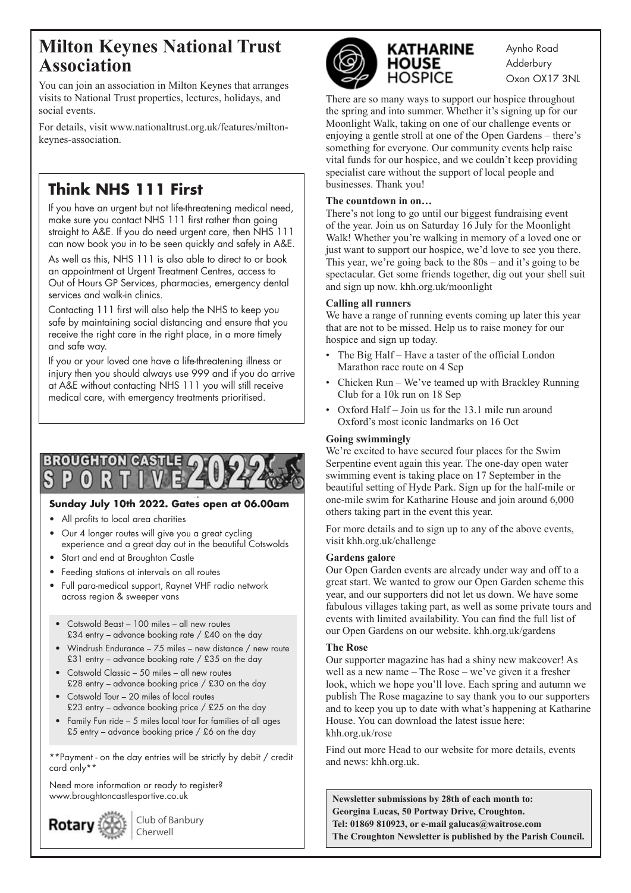## Milton Keynes National Trust Association

You can join an association in Milton Keynes that arranges visits to National Trust properties, lectures, holidays, and social events.

For details, visit www.nationaltrust.org.uk/features/milton-keynes-association.

## Think NHS 111 First

If you have an urgent but not life-threatening medical need, make sure you contact NHS 111 first rather than going straight to A&E. If you do need urgent care, then NHS 111 can now book you in to be seen quickly and safely in A&E.

As well as this, NHS 111 is also able to direct to or book an appointment at Urgent Treatment Centres, access to Out of Hours GP Services, pharmacies, emergency dental services and walk-in clinics.

Contacting 111 first will also help the NHS to keep you safe by maintaining social distancing and ensure that you receive the right care in the right place, in a more timely and safe way.

If you or your loved one have a life-threatening illness or injury then you should always use 999 and if you do arrive at A&E without contacting NHS 111 you will still receive medical care, with emergency treatments prioritised.

## BROUGHTON CASTLE SPORTIVE 2022

**Sunday July 10th 2022. Gates open at 06.00am**

- All profits to local area charities
- Our 4 longer routes will give you a great cycling experience and a great day out in the beautiful Cotswolds
- Start and end at Broughton Castle
- Feeding stations at intervals on all routes
- Full para-medical support, Raynet VHF radio network across region & sweeper vans

- Cotswold Beast – 100 miles – all new routes
  £34 entry – advance booking rate / £40 on the day
- Windrush Endurance – 75 miles – new distance / new route
  £31 entry – advance booking rate / £35 on the day
- Cotswold Classic – 50 miles – all new routes
  £28 entry – advance booking price / £30 on the day
- Cotswold Tour – 20 miles of local routes
  £23 entry – advance booking price / £25 on the day
- Family Fun ride – 5 miles local tour for families of all ages
  £5 entry – advance booking price / £6 on the day

**Payment - on the day entries will be strictly by debit / credit card only**

Need more information or ready to register?
www.broughtoncastlesportive.co.uk

Rotary Club of Banbury Cherwell

## KATHARINE HOUSE HOSPICE

Aynho Road
Adderbury
Oxon OX17 3NL

There are so many ways to support our hospice throughout the spring and into summer. Whether it's signing up for our Moonlight Walk, taking on one of our challenge events or enjoying a gentle stroll at one of the Open Gardens – there's something for everyone. Our community events help raise vital funds for our hospice, and we couldn't keep providing specialist care without the support of local people and businesses. Thank you!

**The countdown in on…**

There's not long to go until our biggest fundraising event of the year. Join us on Saturday 16 July for the Moonlight Walk! Whether you're walking in memory of a loved one or just want to support our hospice, we'd love to see you there. This year, we're going back to the 80s – and it's going to be spectacular. Get some friends together, dig out your shell suit and sign up now. khh.org.uk/moonlight

**Calling all runners**

We have a range of running events coming up later this year that are not to be missed. Help us to raise money for our hospice and sign up today.

- The Big Half – Have a taster of the official London Marathon race route on 4 Sep
- Chicken Run – We've teamed up with Brackley Running Club for a 10k run on 18 Sep
- Oxford Half – Join us for the 13.1 mile run around Oxford's most iconic landmarks on 16 Oct

**Going swimmingly**

We're excited to have secured four places for the Swim Serpentine event again this year. The one-day open water swimming event is taking place on 17 September in the beautiful setting of Hyde Park. Sign up for the half-mile or one-mile swim for Katharine House and join around 6,000 others taking part in the event this year.

For more details and to sign up to any of the above events, visit khh.org.uk/challenge

**Gardens galore**

Our Open Garden events are already under way and off to a great start. We wanted to grow our Open Garden scheme this year, and our supporters did not let us down. We have some fabulous villages taking part, as well as some private tours and events with limited availability. You can find the full list of our Open Gardens on our website. khh.org.uk/gardens

**The Rose**

Our supporter magazine has had a shiny new makeover! As well as a new name – The Rose – we've given it a fresher look, which we hope you'll love. Each spring and autumn we publish The Rose magazine to say thank you to our supporters and to keep you up to date with what's happening at Katharine House. You can download the latest issue here: khh.org.uk/rose

Find out more Head to our website for more details, events and news: khh.org.uk.

**Newsletter submissions by 28th of each month to:**
**Georgina Lucas, 50 Portway Drive, Croughton.**
**Tel: 01869 810923, or e-mail galucas@waitrose.com**
**The Croughton Newsletter is published by the Parish Council.**